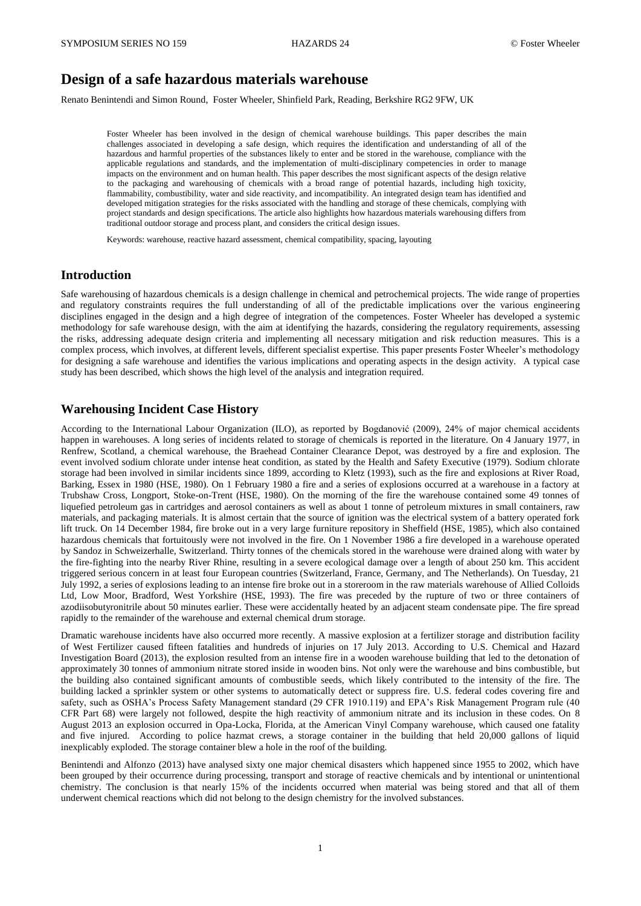# Design of a safe hazardous materials warehouse

Renato Benintendi and Simon Round, Foster Wheeler, Shinfield Park, Reading, Berkshire RG2 9FW, UK

Foster Wheeler has been involved in the design of chemical warehouse buildings. This paper describes the main challenges associated in developing a safe design, which requires the identification and understanding of all of the hazardous and harmful properties of the substances likely to enter and be stored in the warehouse, compliance with the applicable regulations and standards, and the implementation of multi-disciplinary competencies in order to manage impacts on the environment and on human health. This paper describes the most significant aspects of the design relative to the packaging and warehousing of chemicals with a broad range of potential hazards, including high toxicity, flammability, combustibility, water and side reactivity, and incompatibility. An integrated design team has identified and developed mitigation strategies for the risks associated with the handling and storage of these chemicals, complying with project standards and design specifications. The article also highlights how hazardous materials warehousing differs from traditional outdoor storage and process plant, and considers the critical design issues.

Keywords: warehouse, reactive hazard assessment, chemical compatibility, spacing, layouting

## Introduction

Safe warehousing of hazardous chemicals is a design challenge in chemical and petrochemical projects. The wide range of properties and regulatory constraints requires the full understanding of all of the predictable implications over the various engineering disciplines engaged in the design and a high degree of integration of the competences. Foster Wheeler has developed a systemic methodology for safe warehouse design, with the aim at identifying the hazards, considering the regulatory requirements, assessing the risks, addressing adequate design criteria and implementing all necessary mitigation and risk reduction measures. This is a complex process, which involves, at different levels, different specialist expertise. This paper presents Foster Wheeler's methodology for designing a safe warehouse and identifies the various implications and operating aspects in the design activity. A typical case study has been described, which shows the high level of the analysis and integration required.

## Warehousing Incident Case History

According to the International Labour Organization (ILO), as reported by Bogdanović (2009), 24% of major chemical accidents happen in warehouses. A long series of incidents related to storage of chemicals is reported in the literature. On 4 January 1977, in Renfrew, Scotland, a chemical warehouse, the Braehead Container Clearance Depot, was destroyed by a fire and explosion. The event involved sodium chlorate under intense heat condition, as stated by the Health and Safety Executive (1979). Sodium chlorate storage had been involved in similar incidents since 1899, according to Kletz (1993), such as the fire and explosions at River Road, Barking, Essex in 1980 (HSE, 1980). On 1 February 1980 a fire and a series of explosions occurred at a warehouse in a factory at Trubshaw Cross, Longport, Stoke-on-Trent (HSE, 1980). On the morning of the fire the warehouse contained some 49 tonnes of liquefied petroleum gas in cartridges and aerosol containers as well as about 1 tonne of petroleum mixtures in small containers, raw materials, and packaging materials. It is almost certain that the source of ignition was the electrical system of a battery operated fork lift truck. On 14 December 1984, fire broke out in a very large furniture repository in Sheffield (HSE, 1985), which also contained hazardous chemicals that fortuitously were not involved in the fire. On 1 November 1986 a fire developed in a warehouse operated by Sandoz in Schweizerhalle, Switzerland. Thirty tonnes of the chemicals stored in the warehouse were drained along with water by the fire-fighting into the nearby River Rhine, resulting in a severe ecological damage over a length of about 250 km. This accident triggered serious concern in at least four European countries (Switzerland, France, Germany, and The Netherlands). On Tuesday, 21 July 1992, a series of explosions leading to an intense fire broke out in a storeroom in the raw materials warehouse of Allied Colloids Ltd, Low Moor, Bradford, West Yorkshire (HSE, 1993). The fire was preceded by the rupture of two or three containers of azodiisobutyronitrile about 50 minutes earlier. These were accidentally heated by an adjacent steam condensate pipe. The fire spread rapidly to the remainder of the warehouse and external chemical drum storage.

Dramatic warehouse incidents have also occurred more recently. A massive explosion at a fertilizer storage and distribution facility of West Fertilizer caused fifteen fatalities and hundreds of injuries on 17 July 2013. According to U.S. Chemical and Hazard Investigation Board (2013), the explosion resulted from an intense fire in a wooden warehouse building that led to the detonation of approximately 30 tonnes of ammonium nitrate stored inside in wooden bins. Not only were the warehouse and bins combustible, but the building also contained significant amounts of combustible seeds, which likely contributed to the intensity of the fire. The building lacked a sprinkler system or other systems to automatically detect or suppress fire. U.S. federal codes covering fire and safety, such as OSHA's Process Safety Management standard (29 CFR 1910.119) and EPA's Risk Management Program rule (40 CFR Part 68) were largely not followed, despite the high reactivity of ammonium nitrate and its inclusion in these codes. On 8 August 2013 an explosion occurred in Opa-Locka, Florida, at the American Vinyl Company warehouse, which caused one fatality and five injured. According to police hazmat crews, a storage container in the building that held 20,000 gallons of liquid inexplicably exploded. The storage container blew a hole in the roof of the building.

Benintendi and Alfonzo (2013) have analysed sixty one major chemical disasters which happened since 1955 to 2002, which have been grouped by their occurrence during processing, transport and storage of reactive chemicals and by intentional or unintentional chemistry. The conclusion is that nearly 15% of the incidents occurred when material was being stored and that all of them underwent chemical reactions which did not belong to the design chemistry for the involved substances.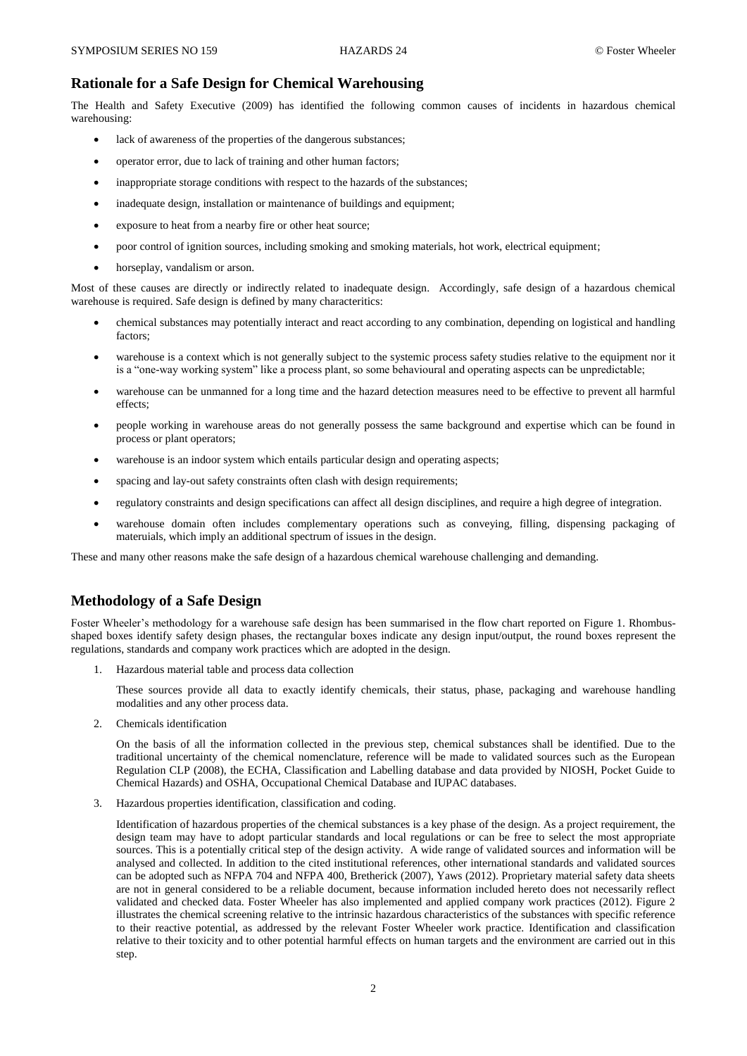## Rationale for a Safe Design for Chemical Warehousing

The Health and Safety Executive (2009) has identified the following common causes of incidents in hazardous chemical warehousing:

- lack of awareness of the properties of the dangerous substances;
- operator error, due to lack of training and other human factors;
- inappropriate storage conditions with respect to the hazards of the substances;
- inadequate design, installation or maintenance of buildings and equipment;
- exposure to heat from a nearby fire or other heat source;
- poor control of ignition sources, including smoking and smoking materials, hot work, electrical equipment;
- horseplay, vandalism or arson.

Most of these causes are directly or indirectly related to inadequate design. Accordingly, safe design of a hazardous chemical warehouse is required. Safe design is defined by many characteritics:

- chemical substances may potentially interact and react according to any combination, depending on logistical and handling factors;
- warehouse is a context which is not generally subject to the systemic process safety studies relative to the equipment nor it is a "one-way working system" like a process plant, so some behavioural and operating aspects can be unpredictable;
- warehouse can be unmanned for a long time and the hazard detection measures need to be effective to prevent all harmful effects;
- people working in warehouse areas do not generally possess the same background and expertise which can be found in process or plant operators;
- warehouse is an indoor system which entails particular design and operating aspects;
- spacing and lay-out safety constraints often clash with design requirements;
- regulatory constraints and design specifications can affect all design disciplines, and require a high degree of integration.
- warehouse domain often includes complementary operations such as conveying, filling, dispensing packaging of materuials, which imply an additional spectrum of issues in the design.

These and many other reasons make the safe design of a hazardous chemical warehouse challenging and demanding.

## Methodology of a Safe Design

Foster Wheeler's methodology for a warehouse safe design has been summarised in the flow chart reported on Figure 1. Rhombus-shaped boxes identify safety design phases, the rectangular boxes indicate any design input/output, the round boxes represent the regulations, standards and company work practices which are adopted in the design.

1. Hazardous material table and process data collection

   These sources provide all data to exactly identify chemicals, their status, phase, packaging and warehouse handling modalities and any other process data.

2. Chemicals identification

   On the basis of all the information collected in the previous step, chemical substances shall be identified. Due to the traditional uncertainty of the chemical nomenclature, reference will be made to validated sources such as the European Regulation CLP (2008), the ECHA, Classification and Labelling database and data provided by NIOSH, Pocket Guide to Chemical Hazards) and OSHA, Occupational Chemical Database and IUPAC databases.

3. Hazardous properties identification, classification and coding.

   Identification of hazardous properties of the chemical substances is a key phase of the design. As a project requirement, the design team may have to adopt particular standards and local regulations or can be free to select the most appropriate sources. This is a potentially critical step of the design activity. A wide range of validated sources and information will be analysed and collected. In addition to the cited institutional references, other international standards and validated sources can be adopted such as NFPA 704 and NFPA 400, Bretherick (2007), Yaws (2012). Proprietary material safety data sheets are not in general considered to be a reliable document, because information included hereto does not necessarily reflect validated and checked data. Foster Wheeler has also implemented and applied company work practices (2012). Figure 2 illustrates the chemical screening relative to the intrinsic hazardous characteristics of the substances with specific reference to their reactive potential, as addressed by the relevant Foster Wheeler work practice. Identification and classification relative to their toxicity and to other potential harmful effects on human targets and the environment are carried out in this step.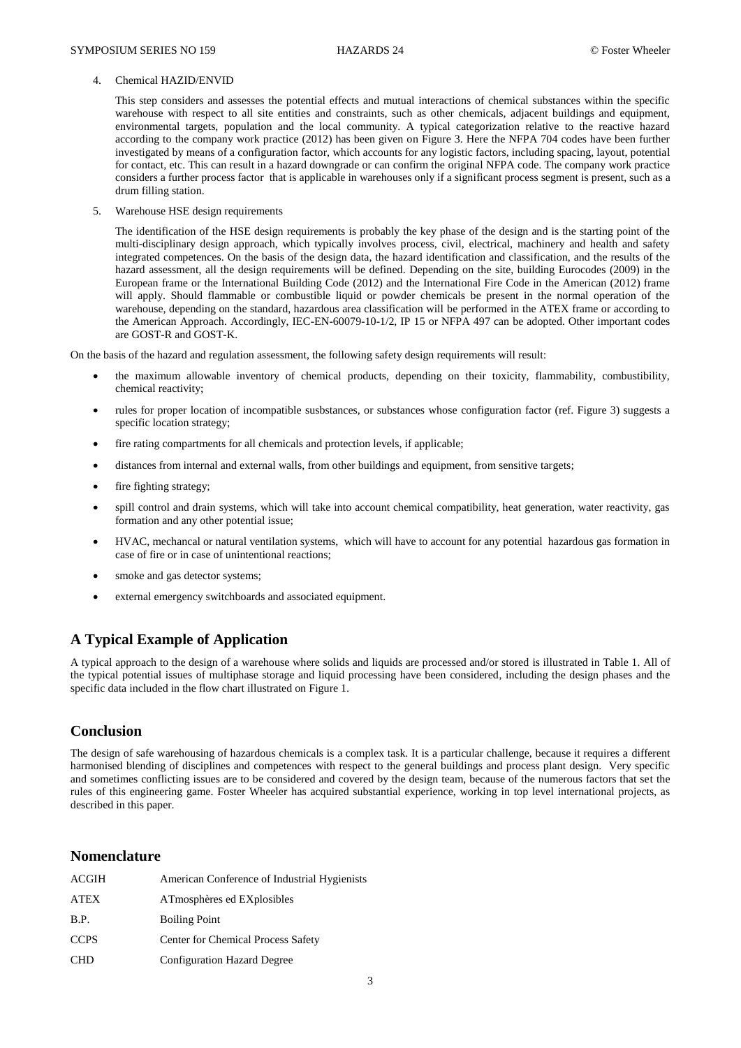4. Chemical HAZID/ENVID

   This step considers and assesses the potential effects and mutual interactions of chemical substances within the specific warehouse with respect to all site entities and constraints, such as other chemicals, adjacent buildings and equipment, environmental targets, population and the local community. A typical categorization relative to the reactive hazard according to the company work practice (2012) has been given on Figure 3. Here the NFPA 704 codes have been further investigated by means of a configuration factor, which accounts for any logistic factors, including spacing, layout, potential for contact, etc. This can result in a hazard downgrade or can confirm the original NFPA code. The company work practice considers a further process factor that is applicable in warehouses only if a significant process segment is present, such as a drum filling station.

5. Warehouse HSE design requirements

   The identification of the HSE design requirements is probably the key phase of the design and is the starting point of the multi-disciplinary design approach, which typically involves process, civil, electrical, machinery and health and safety integrated competences. On the basis of the design data, the hazard identification and classification, and the results of the hazard assessment, all the design requirements will be defined. Depending on the site, building Eurocodes (2009) in the European frame or the International Building Code (2012) and the International Fire Code in the American (2012) frame will apply. Should flammable or combustible liquid or powder chemicals be present in the normal operation of the warehouse, depending on the standard, hazardous area classification will be performed in the ATEX frame or according to the American Approach. Accordingly, IEC-EN-60079-10-1/2, IP 15 or NFPA 497 can be adopted. Other important codes are GOST-R and GOST-K.

On the basis of the hazard and regulation assessment, the following safety design requirements will result:

- the maximum allowable inventory of chemical products, depending on their toxicity, flammability, combustibility, chemical reactivity;
- rules for proper location of incompatible susbstances, or substances whose configuration factor (ref. Figure 3) suggests a specific location strategy;
- fire rating compartments for all chemicals and protection levels, if applicable;
- distances from internal and external walls, from other buildings and equipment, from sensitive targets;
- fire fighting strategy;
- spill control and drain systems, which will take into account chemical compatibility, heat generation, water reactivity, gas formation and any other potential issue;
- HVAC, mechancal or natural ventilation systems, which will have to account for any potential hazardous gas formation in case of fire or in case of unintentional reactions;
- smoke and gas detector systems;
- external emergency switchboards and associated equipment.

## A Typical Example of Application

A typical approach to the design of a warehouse where solids and liquids are processed and/or stored is illustrated in Table 1. All of the typical potential issues of multiphase storage and liquid processing have been considered, including the design phases and the specific data included in the flow chart illustrated on Figure 1.

## Conclusion

The design of safe warehousing of hazardous chemicals is a complex task. It is a particular challenge, because it requires a different harmonised blending of disciplines and competences with respect to the general buildings and process plant design. Very specific and sometimes conflicting issues are to be considered and covered by the design team, because of the numerous factors that set the rules of this engineering game. Foster Wheeler has acquired substantial experience, working in top level international projects, as described in this paper.

## Nomenclature

| | |
|---|---|
| ACGIH | American Conference of Industrial Hygienists |
| ATEX | ATmosphères ed EXplosibles |
| B.P. | Boiling Point |
| CCPS | Center for Chemical Process Safety |
| CHD | Configuration Hazard Degree |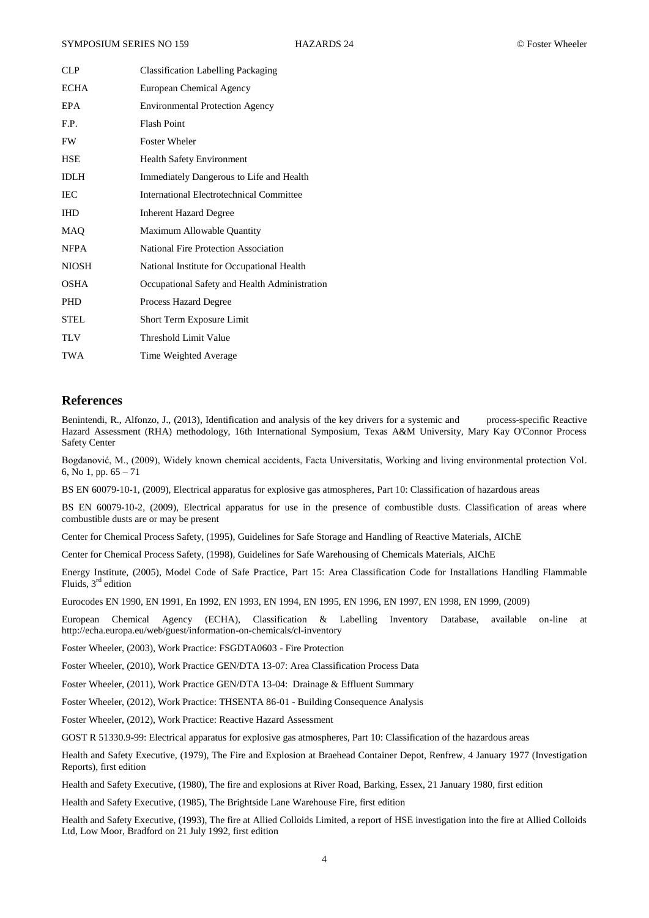| | |
|---|---|
| CLP | Classification Labelling Packaging |
| ECHA | European Chemical Agency |
| EPA | Environmental Protection Agency |
| F.P. | Flash Point |
| FW | Foster Wheler |
| HSE | Health Safety Environment |
| IDLH | Immediately Dangerous to Life and Health |
| IEC | International Electrotechnical Committee |
| IHD | Inherent Hazard Degree |
| MAQ | Maximum Allowable Quantity |
| NFPA | National Fire Protection Association |
| NIOSH | National Institute for Occupational Health |
| OSHA | Occupational Safety and Health Administration |
| PHD | Process Hazard Degree |
| STEL | Short Term Exposure Limit |
| TLV | Threshold Limit Value |
| TWA | Time Weighted Average |

## References

Benintendi, R., Alfonzo, J., (2013), Identification and analysis of the key drivers for a systemic and process-specific Reactive Hazard Assessment (RHA) methodology, 16th International Symposium, Texas A&M University, Mary Kay O'Connor Process Safety Center

Bogdanović, M., (2009), Widely known chemical accidents, Facta Universitatis, Working and living environmental protection Vol. 6, No 1, pp. 65 – 71

BS EN 60079-10-1, (2009), Electrical apparatus for explosive gas atmospheres, Part 10: Classification of hazardous areas

BS EN 60079-10-2, (2009), Electrical apparatus for use in the presence of combustible dusts. Classification of areas where combustible dusts are or may be present

Center for Chemical Process Safety, (1995), Guidelines for Safe Storage and Handling of Reactive Materials, AIChE

Center for Chemical Process Safety, (1998), Guidelines for Safe Warehousing of Chemicals Materials, AIChE

Energy Institute, (2005), Model Code of Safe Practice, Part 15: Area Classification Code for Installations Handling Flammable Fluids, 3rd edition

Eurocodes EN 1990, EN 1991, En 1992, EN 1993, EN 1994, EN 1995, EN 1996, EN 1997, EN 1998, EN 1999, (2009)

European Chemical Agency (ECHA), Classification & Labelling Inventory Database, available on-line at http://echa.europa.eu/web/guest/information-on-chemicals/cl-inventory

Foster Wheeler, (2003), Work Practice: FSGDTA0603 - Fire Protection

Foster Wheeler, (2010), Work Practice GEN/DTA 13-07: Area Classification Process Data

Foster Wheeler, (2011), Work Practice GEN/DTA 13-04: Drainage & Effluent Summary

Foster Wheeler, (2012), Work Practice: THSENTA 86-01 - Building Consequence Analysis

Foster Wheeler, (2012), Work Practice: Reactive Hazard Assessment

GOST R 51330.9-99: Electrical apparatus for explosive gas atmospheres, Part 10: Classification of the hazardous areas

Health and Safety Executive, (1979), The Fire and Explosion at Braehead Container Depot, Renfrew, 4 January 1977 (Investigation Reports), first edition

Health and Safety Executive, (1980), The fire and explosions at River Road, Barking, Essex, 21 January 1980, first edition

Health and Safety Executive, (1985), The Brightside Lane Warehouse Fire, first edition

Health and Safety Executive, (1993), The fire at Allied Colloids Limited, a report of HSE investigation into the fire at Allied Colloids Ltd, Low Moor, Bradford on 21 July 1992, first edition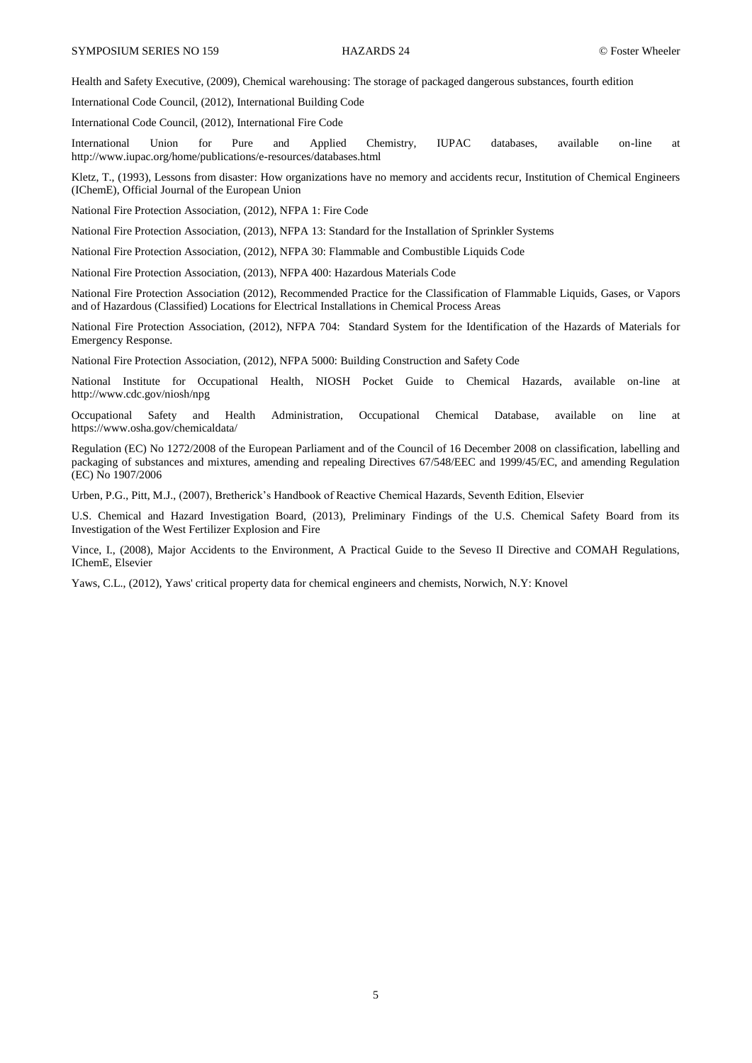Health and Safety Executive, (2009), Chemical warehousing: The storage of packaged dangerous substances, fourth edition

International Code Council, (2012), International Building Code

International Code Council, (2012), International Fire Code

International Union for Pure and Applied Chemistry, IUPAC databases, available on-line at http://www.iupac.org/home/publications/e-resources/databases.html

Kletz, T., (1993), Lessons from disaster: How organizations have no memory and accidents recur, Institution of Chemical Engineers (IChemE), Official Journal of the European Union

National Fire Protection Association, (2012), NFPA 1: Fire Code

National Fire Protection Association, (2013), NFPA 13: Standard for the Installation of Sprinkler Systems

National Fire Protection Association, (2012), NFPA 30: Flammable and Combustible Liquids Code

National Fire Protection Association, (2013), NFPA 400: Hazardous Materials Code

National Fire Protection Association (2012), Recommended Practice for the Classification of Flammable Liquids, Gases, or Vapors and of Hazardous (Classified) Locations for Electrical Installations in Chemical Process Areas

National Fire Protection Association, (2012), NFPA 704: Standard System for the Identification of the Hazards of Materials for Emergency Response.

National Fire Protection Association, (2012), NFPA 5000: Building Construction and Safety Code

National Institute for Occupational Health, NIOSH Pocket Guide to Chemical Hazards, available on-line at http://www.cdc.gov/niosh/npg

Occupational Safety and Health Administration, Occupational Chemical Database, available on line at https://www.osha.gov/chemicaldata/

Regulation (EC) No 1272/2008 of the European Parliament and of the Council of 16 December 2008 on classification, labelling and packaging of substances and mixtures, amending and repealing Directives 67/548/EEC and 1999/45/EC, and amending Regulation (EC) No 1907/2006

Urben, P.G., Pitt, M.J., (2007), Bretherick's Handbook of Reactive Chemical Hazards, Seventh Edition, Elsevier

U.S. Chemical and Hazard Investigation Board, (2013), Preliminary Findings of the U.S. Chemical Safety Board from its Investigation of the West Fertilizer Explosion and Fire

Vince, I., (2008), Major Accidents to the Environment, A Practical Guide to the Seveso II Directive and COMAH Regulations, IChemE, Elsevier

Yaws, C.L., (2012), Yaws' critical property data for chemical engineers and chemists, Norwich, N.Y: Knovel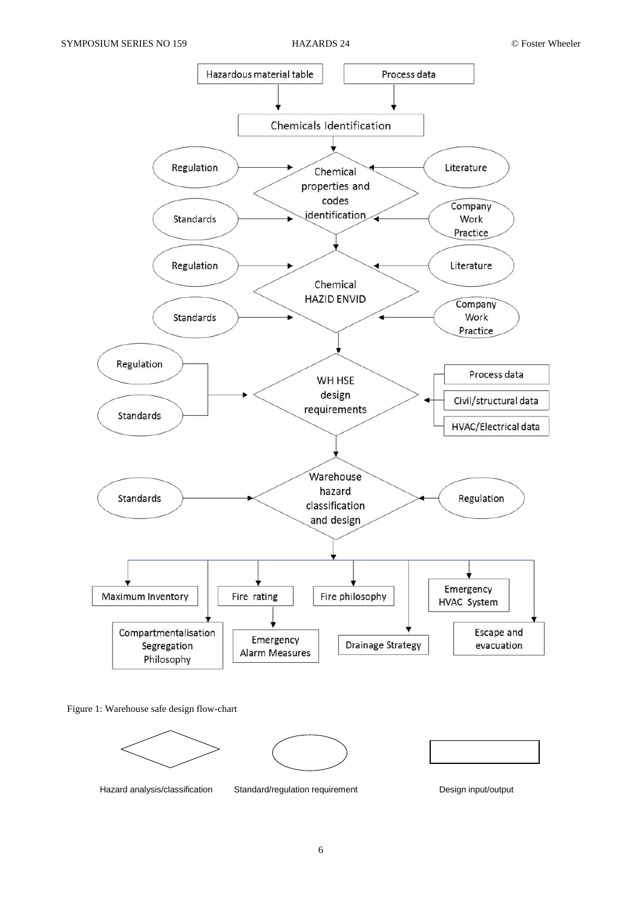Figure 1: Warehouse safe design flow-chart

Hazard analysis/classification — Standard/regulation requirement — Design input/output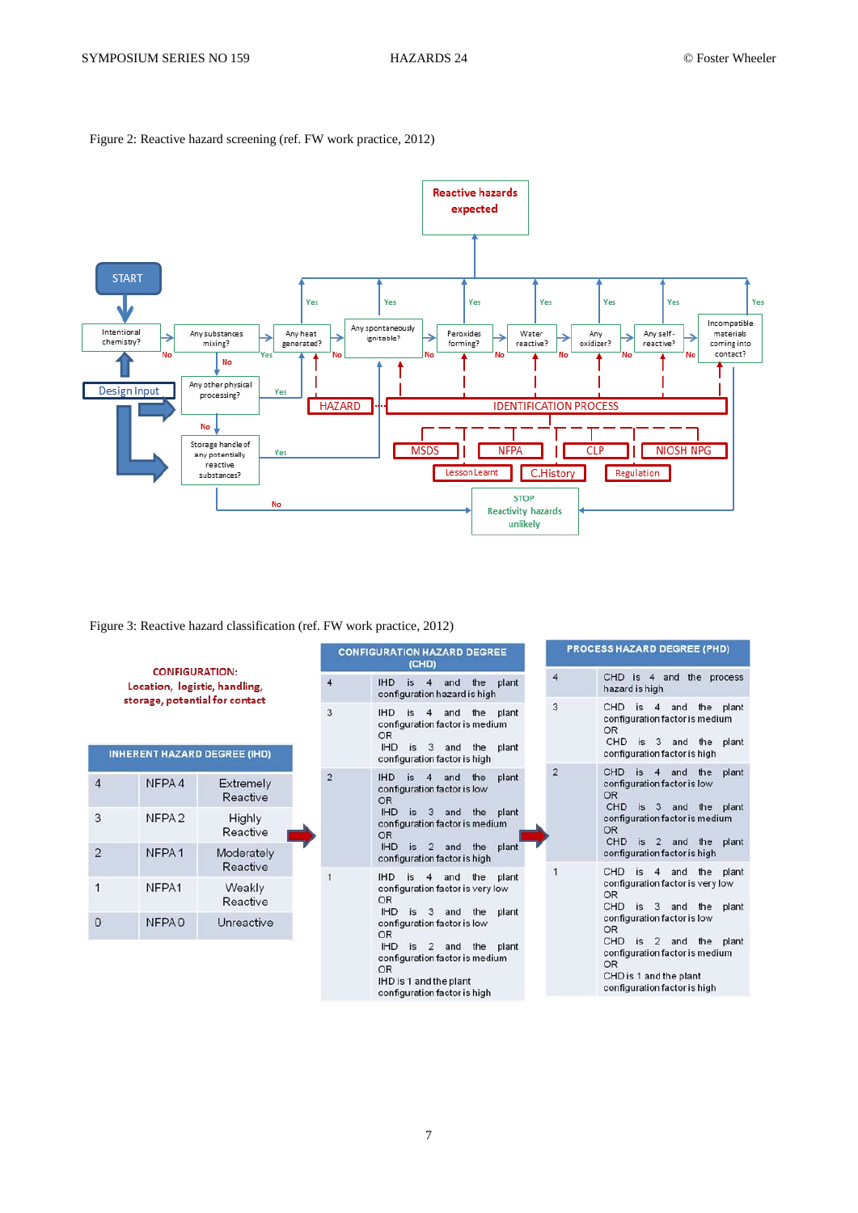Figure 2: Reactive hazard screening (ref. FW work practice, 2012)

Figure 3: Reactive hazard classification (ref. FW work practice, 2012)

**CONFIGURATION:**
**Location, logistic, handling, storage, potential for contact**

| INHERENT HAZARD DEGREE (IHD) | | |
|---|---|---|
| 4 | NFPA 4 | Extremely Reactive |
| 3 | NFPA 2 | Highly Reactive |
| 2 | NFPA 1 | Moderately Reactive |
| 1 | NFPA1 | Weakly Reactive |
| 0 | NFPA 0 | Unreactive |

| CONFIGURATION HAZARD DEGREE (CHD) | |
|---|---|
| 4 | IHD is 4 and the plant configuration hazard is high |
| 3 | IHD is 4 and the plant configuration factor is medium OR IHD is 3 and the plant configuration factor is high |
| 2 | IHD is 4 and the plant configuration factor is low OR IHD is 3 and the plant configuration factor is medium OR IHD is 2 and the plant configuration factor is high |
| 1 | IHD is 4 and the plant configuration factor is very low OR IHD is 3 and the plant configuration factor is low OR IHD is 2 and the plant configuration factor is medium OR IHD is 1 and the plant configuration factor is high |

| PROCESS HAZARD DEGREE (PHD) | |
|---|---|
| 4 | CHD is 4 and the process hazard is high |
| 3 | CHD is 4 and the plant configuration factor is medium OR CHD is 3 and the plant configuration factor is high |
| 2 | CHD is 4 and the plant configuration factor is low OR CHD is 3 and the plant configuration factor is medium OR CHD is 2 and the plant configuration factor is high |
| 1 | CHD is 4 and the plant configuration factor is very low OR CHD is 3 and the plant configuration factor is low OR CHD is 2 and the plant configuration factor is medium OR CHD is 1 and the plant configuration factor is high |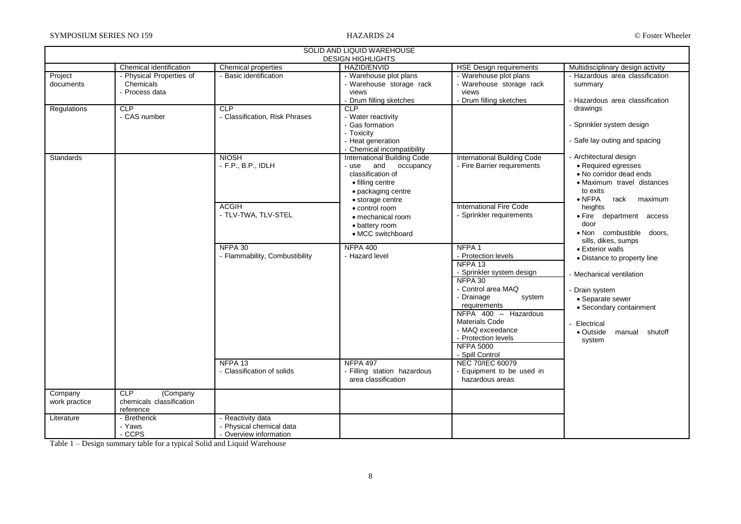| SOLID AND LIQUID WAREHOUSE DESIGN HIGHLIGHTS | | | | | |
|---|---|---|---|---|---|
| | Chemical identification | Chemical properties | HAZID/ENVID | HSE Design requirements | Multidisciplinary design activity |
| Project documents | - Physical Properties of Chemicals<br>- Process data | - Basic identification | - Warehouse plot plans<br>- Warehouse storage rack views<br>- Drum filling sketches | - Warehouse plot plans<br>- Warehouse storage rack views<br>- Drum filling sketches | - Hazardous area classification summary<br><br>- Hazardous area classification drawings<br><br>- Sprinkler system design<br><br>- Safe lay outing and spacing<br><br>- Architectural design<br>• Required egresses<br>• No corridor dead ends<br>• Maximum travel distances to exits<br>• NFPA rack maximum heights<br>• Fire department access door<br>• Non combustible doors, sills, dikes, sumps<br>• Exterior walls<br>• Distance to property line<br><br>- Mechanical ventilation<br><br>- Drain system<br>• Separate sewer<br>• Secondary containment<br><br>- Electrical<br>• Outside manual shutoff system |
| Regulations | CLP<br>- CAS number | CLP<br>- Classification, Risk Phrases | CLP<br>- Water reactivity<br>- Gas formation<br>- Toxicity<br>- Heat generation<br>- Chemical incompatibility | | |
| Standards | | NIOSH<br>- F.P., B.P., IDLH | International Building Code<br>- use and occupancy classification of<br>• filling centre<br>• packaging centre<br>• storage centre<br>• control room<br>• mechanical room<br>• battery room<br>• MCC switchboard | International Building Code<br>- Fire Barrier requirements | |
| | | ACGIH<br>- TLV-TWA, TLV-STEL | | International Fire Code<br>- Sprinkler requirements | |
| | | NFPA 30<br>- Flammability, Combustibility | NFPA 400<br>- Hazard level | NFPA 1<br>- Protection levels<br>NFPA 13<br>- Sprinkler system design<br>NFPA 30<br>- Control area MAQ<br>- Drainage system requirements<br>NFPA 400 – Hazardous Materials Code<br>- MAQ exceedance<br>- Protection levels<br>NFPA 5000<br>- Spill Control | |
| | | NFPA 13<br>- Classification of solids | NFPA 497<br>- Filling station hazardous area classification | NEC 70/IEC 60079<br>- Equipment to be used in hazardous areas | |
| Company work practice | CLP (Company chemicals classification reference | | | | |
| Literature | - Bretherick<br>- Yaws<br>- CCPS | - Reactivity data<br>- Physical chemical data<br>- Overview information | | | |

Table 1 – Design summary table for a typical Solid and Liquid Warehouse